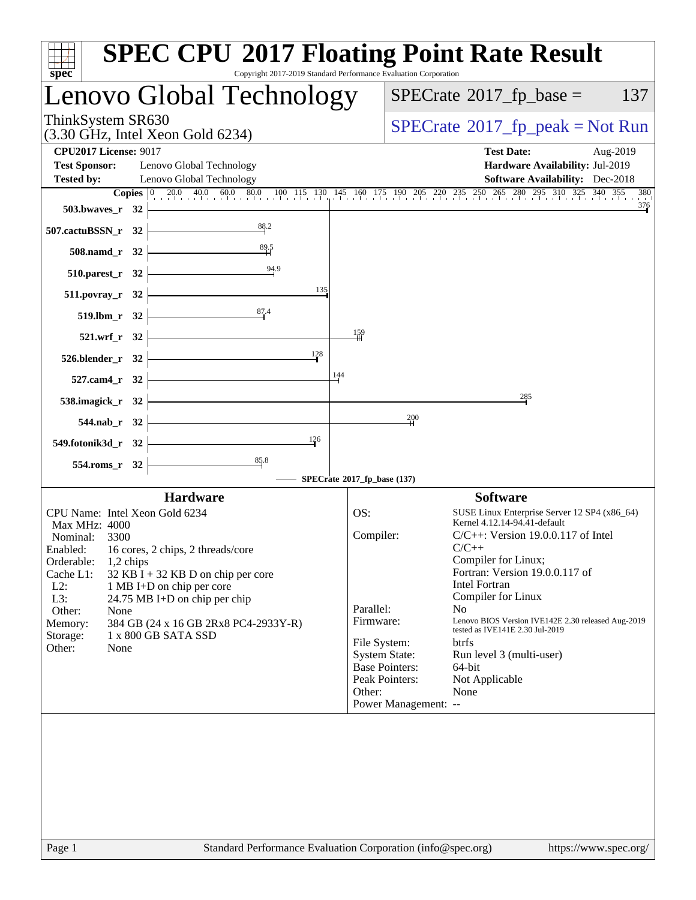# SPEC CPU 2017 Floating Point Rate Result

Copyright 2017-2019 Standard Performance Evaluation Corporation

## Lenovo Global Technology

ThinkSystem SR630
(3.30 GHz, Intel Xeon Gold 6234)

SPECrate 2017_fp_base = 137

SPECrate 2017_fp_peak = Not Run

**CPU2017 License:** 9017
**Test Sponsor:** Lenovo Global Technology
**Tested by:** Lenovo Global Technology

**Test Date:** Aug-2019
**Hardware Availability:** Jul-2019
**Software Availability:** Dec-2018

| Benchmark | Copies | Base |
|---|---|---|
| 503.bwaves_r | 32 | 376 |
| 507.cactuBSSN_r | 32 | 88.2 |
| 508.namd_r | 32 | 89.5 |
| 510.parest_r | 32 | 94.9 |
| 511.povray_r | 32 | 135 |
| 519.lbm_r | 32 | 87.4 |
| 521.wrf_r | 32 | 159 |
| 526.blender_r | 32 | 128 |
| 527.cam4_r | 32 | 144 |
| 538.imagick_r | 32 | 285 |
| 544.nab_r | 32 | 200 |
| 549.fotonik3d_r | 32 | 126 |
| 554.roms_r | 32 | 85.8 |

SPECrate 2017_fp_base (137)

### Hardware

CPU Name: Intel Xeon Gold 6234
Max MHz: 4000
Nominal: 3300
Enabled: 16 cores, 2 chips, 2 threads/core
Orderable: 1,2 chips
Cache L1: 32 KB I + 32 KB D on chip per core
L2: 1 MB I+D on chip per core
L3: 24.75 MB I+D on chip per chip
Other: None
Memory: 384 GB (24 x 16 GB 2Rx8 PC4-2933Y-R)
Storage: 1 x 800 GB SATA SSD
Other: None

### Software

OS: SUSE Linux Enterprise Server 12 SP4 (x86_64) Kernel 4.12.14-94.41-default
Compiler: C/C++: Version 19.0.0.117 of Intel C/C++ Compiler for Linux; Fortran: Version 19.0.0.117 of Intel Fortran Compiler for Linux
Parallel: No
Firmware: Lenovo BIOS Version IVE142E 2.30 released Aug-2019 tested as IVE141E 2.30 Jul-2019
File System: btrfs
System State: Run level 3 (multi-user)
Base Pointers: 64-bit
Peak Pointers: Not Applicable
Other: None
Power Management: --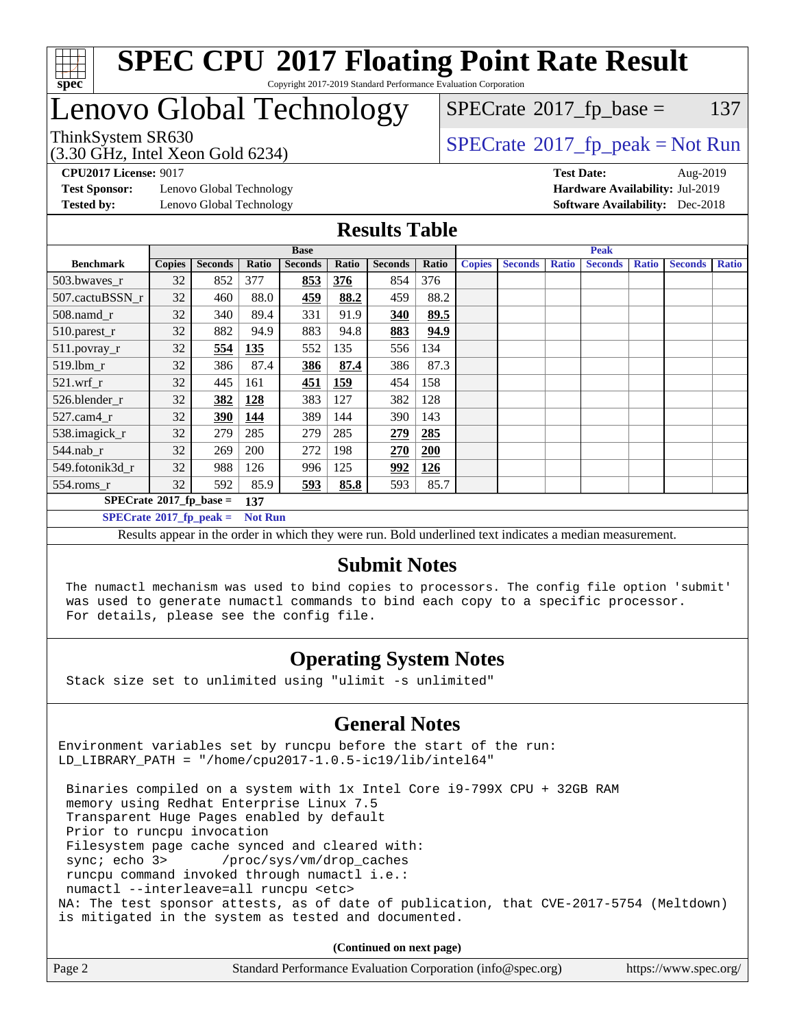# SPEC CPU 2017 Floating Point Rate Result

Copyright 2017-2019 Standard Performance Evaluation Corporation

# Lenovo Global Technology

ThinkSystem SR630
(3.30 GHz, Intel Xeon Gold 6234)

SPECrate 2017_fp_base = 137

SPECrate 2017_fp_peak = Not Run

**CPU2017 License:** 9017
**Test Sponsor:** Lenovo Global Technology
**Tested by:** Lenovo Global Technology

**Test Date:** Aug-2019
**Hardware Availability:** Jul-2019
**Software Availability:** Dec-2018

## Results Table

| | Base | | | | | | | Peak | | | | | | |
|---|---|---|---|---|---|---|---|---|---|---|---|---|---|---|
| **Benchmark** | **Copies** | **Seconds** | **Ratio** | **Seconds** | **Ratio** | **Seconds** | **Ratio** | **Copies** | **Seconds** | **Ratio** | **Seconds** | **Ratio** | **Seconds** | **Ratio** |
| 503.bwaves_r | 32 | 852 | 377 | **853** | **376** | 854 | 376 | | | | | | | |
| 507.cactuBSSN_r | 32 | 460 | 88.0 | **459** | **88.2** | 459 | 88.2 | | | | | | | |
| 508.namd_r | 32 | 340 | 89.4 | 331 | 91.9 | **340** | **89.5** | | | | | | | |
| 510.parest_r | 32 | 882 | 94.9 | 883 | 94.8 | **883** | **94.9** | | | | | | | |
| 511.povray_r | 32 | **554** | **135** | 552 | 135 | 556 | 134 | | | | | | | |
| 519.lbm_r | 32 | 386 | 87.4 | **386** | **87.4** | 386 | 87.3 | | | | | | | |
| 521.wrf_r | 32 | 445 | 161 | **451** | **159** | 454 | 158 | | | | | | | |
| 526.blender_r | 32 | **382** | **128** | 383 | 127 | 382 | 128 | | | | | | | |
| 527.cam4_r | 32 | **390** | **144** | 389 | 144 | 390 | 143 | | | | | | | |
| 538.imagick_r | 32 | 279 | 285 | 279 | 285 | **279** | **285** | | | | | | | |
| 544.nab_r | 32 | 269 | 200 | 272 | 198 | **270** | **200** | | | | | | | |
| 549.fotonik3d_r | 32 | 988 | 126 | 996 | 125 | **992** | **126** | | | | | | | |
| 554.roms_r | 32 | 592 | 85.9 | **593** | **85.8** | 593 | 85.7 | | | | | | | |

**SPECrate 2017_fp_base = 137**

**SPECrate 2017_fp_peak = Not Run**

Results appear in the order in which they were run. Bold underlined text indicates a median measurement.

## Submit Notes

The numactl mechanism was used to bind copies to processors. The config file option 'submit' was used to generate numactl commands to bind each copy to a specific processor. For details, please see the config file.

## Operating System Notes

Stack size set to unlimited using "ulimit -s unlimited"

## General Notes

```
Environment variables set by runcpu before the start of the run:
LD_LIBRARY_PATH = "/home/cpu2017-1.0.5-ic19/lib/intel64"

 Binaries compiled on a system with 1x Intel Core i9-799X CPU + 32GB RAM
 memory using Redhat Enterprise Linux 7.5
 Transparent Huge Pages enabled by default
 Prior to runcpu invocation
 Filesystem page cache synced and cleared with:
 sync; echo 3>       /proc/sys/vm/drop_caches
 runcpu command invoked through numactl i.e.:
 numactl --interleave=all runcpu <etc>
NA: The test sponsor attests, as of date of publication, that CVE-2017-5754 (Meltdown)
is mitigated in the system as tested and documented.
```

**(Continued on next page)**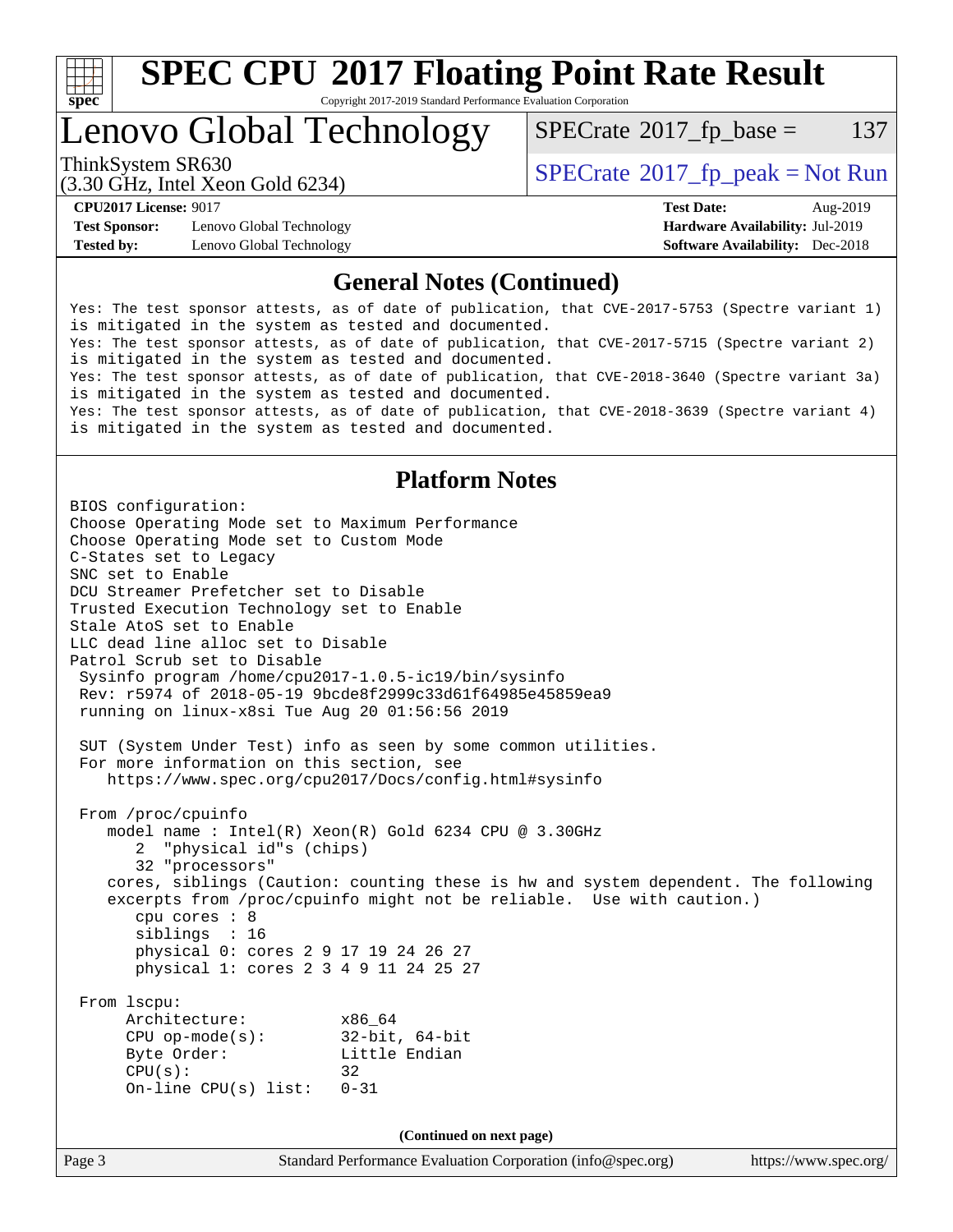# SPEC CPU 2017 Floating Point Rate Result

Copyright 2017-2019 Standard Performance Evaluation Corporation

## Lenovo Global Technology

ThinkSystem SR630
(3.30 GHz, Intel Xeon Gold 6234)

SPECrate 2017_fp_base = 137

SPECrate 2017_fp_peak = Not Run

**CPU2017 License:** 9017
**Test Sponsor:** Lenovo Global Technology
**Tested by:** Lenovo Global Technology

**Test Date:** Aug-2019
**Hardware Availability:** Jul-2019
**Software Availability:** Dec-2018

### General Notes (Continued)

```
Yes: The test sponsor attests, as of date of publication, that CVE-2017-5753 (Spectre variant 1)
is mitigated in the system as tested and documented.
Yes: The test sponsor attests, as of date of publication, that CVE-2017-5715 (Spectre variant 2)
is mitigated in the system as tested and documented.
Yes: The test sponsor attests, as of date of publication, that CVE-2018-3640 (Spectre variant 3a)
is mitigated in the system as tested and documented.
Yes: The test sponsor attests, as of date of publication, that CVE-2018-3639 (Spectre variant 4)
is mitigated in the system as tested and documented.
```

### Platform Notes

```
BIOS configuration:
Choose Operating Mode set to Maximum Performance
Choose Operating Mode set to Custom Mode
C-States set to Legacy
SNC set to Enable
DCU Streamer Prefetcher set to Disable
Trusted Execution Technology set to Enable
Stale AtoS set to Enable
LLC dead line alloc set to Disable
Patrol Scrub set to Disable
 Sysinfo program /home/cpu2017-1.0.5-ic19/bin/sysinfo
 Rev: r5974 of 2018-05-19 9bcde8f2999c33d61f64985e45859ea9
 running on linux-x8si Tue Aug 20 01:56:56 2019

 SUT (System Under Test) info as seen by some common utilities.
 For more information on this section, see
    https://www.spec.org/cpu2017/Docs/config.html#sysinfo

 From /proc/cpuinfo
    model name : Intel(R) Xeon(R) Gold 6234 CPU @ 3.30GHz
       2  "physical id"s (chips)
       32 "processors"
    cores, siblings (Caution: counting these is hw and system dependent. The following
    excerpts from /proc/cpuinfo might not be reliable.  Use with caution.)
       cpu cores : 8
       siblings  : 16
       physical 0: cores 2 9 17 19 24 26 27
       physical 1: cores 2 3 4 9 11 24 25 27

 From lscpu:
      Architecture:          x86_64
      CPU op-mode(s):        32-bit, 64-bit
      Byte Order:            Little Endian
      CPU(s):                32
      On-line CPU(s) list:   0-31
```

(Continued on next page)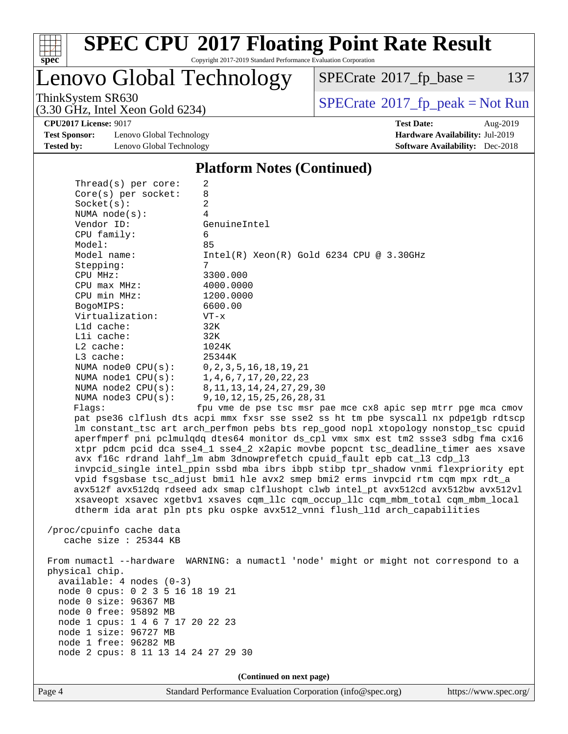## Platform Notes (Continued)

```
      Thread(s) per core:    2
      Core(s) per socket:    8
      Socket(s):             2
      NUMA node(s):          4
      Vendor ID:             GenuineIntel
      CPU family:            6
      Model:                 85
      Model name:            Intel(R) Xeon(R) Gold 6234 CPU @ 3.30GHz
      Stepping:              7
      CPU MHz:               3300.000
      CPU max MHz:           4000.0000
      CPU min MHz:           1200.0000
      BogoMIPS:              6600.00
      Virtualization:        VT-x
      L1d cache:             32K
      L1i cache:             32K
      L2 cache:              1024K
      L3 cache:              25344K
      NUMA node0 CPU(s):     0,2,3,5,16,18,19,21
      NUMA node1 CPU(s):     1,4,6,7,17,20,22,23
      NUMA node2 CPU(s):     8,11,13,14,24,27,29,30
      NUMA node3 CPU(s):     9,10,12,15,25,26,28,31
      Flags:                fpu vme de pse tsc msr pae mce cx8 apic sep mtrr pge mca cmov
      pat pse36 clflush dts acpi mmx fxsr sse sse2 ss ht tm pbe syscall nx pdpe1gb rdtscp
      lm constant_tsc art arch_perfmon pebs bts rep_good nopl xtopology nonstop_tsc cpuid
      aperfmperf pni pclmulqdq dtes64 monitor ds_cpl vmx smx est tm2 ssse3 sdbg fma cx16
      xtpr pdcm pcid dca sse4_1 sse4_2 x2apic movbe popcnt tsc_deadline_timer aes xsave
      avx f16c rdrand lahf_lm abm 3dnowprefetch cpuid_fault epb cat_l3 cdp_l3
      invpcid_single intel_ppin ssbd mba ibrs ibpb stibp tpr_shadow vnmi flexpriority ept
      vpid fsgsbase tsc_adjust bmi1 hle avx2 smep bmi2 erms invpcid rtm cqm mpx rdt_a
      avx512f avx512dq rdseed adx smap clflushopt clwb intel_pt avx512cd avx512bw avx512vl
      xsaveopt xsavec xgetbv1 xsaves cqm_llc cqm_occup_llc cqm_mbm_total cqm_mbm_local
      dtherm ida arat pln pts pku ospke avx512_vnni flush_l1d arch_capabilities

 /proc/cpuinfo cache data
    cache size : 25344 KB

 From numactl --hardware  WARNING: a numactl 'node' might or might not correspond to a
 physical chip.
   available: 4 nodes (0-3)
   node 0 cpus: 0 2 3 5 16 18 19 21
   node 0 size: 96367 MB
   node 0 free: 95892 MB
   node 1 cpus: 1 4 6 7 17 20 22 23
   node 1 size: 96727 MB
   node 1 free: 96282 MB
   node 2 cpus: 8 11 13 14 24 27 29 30
```

(Continued on next page)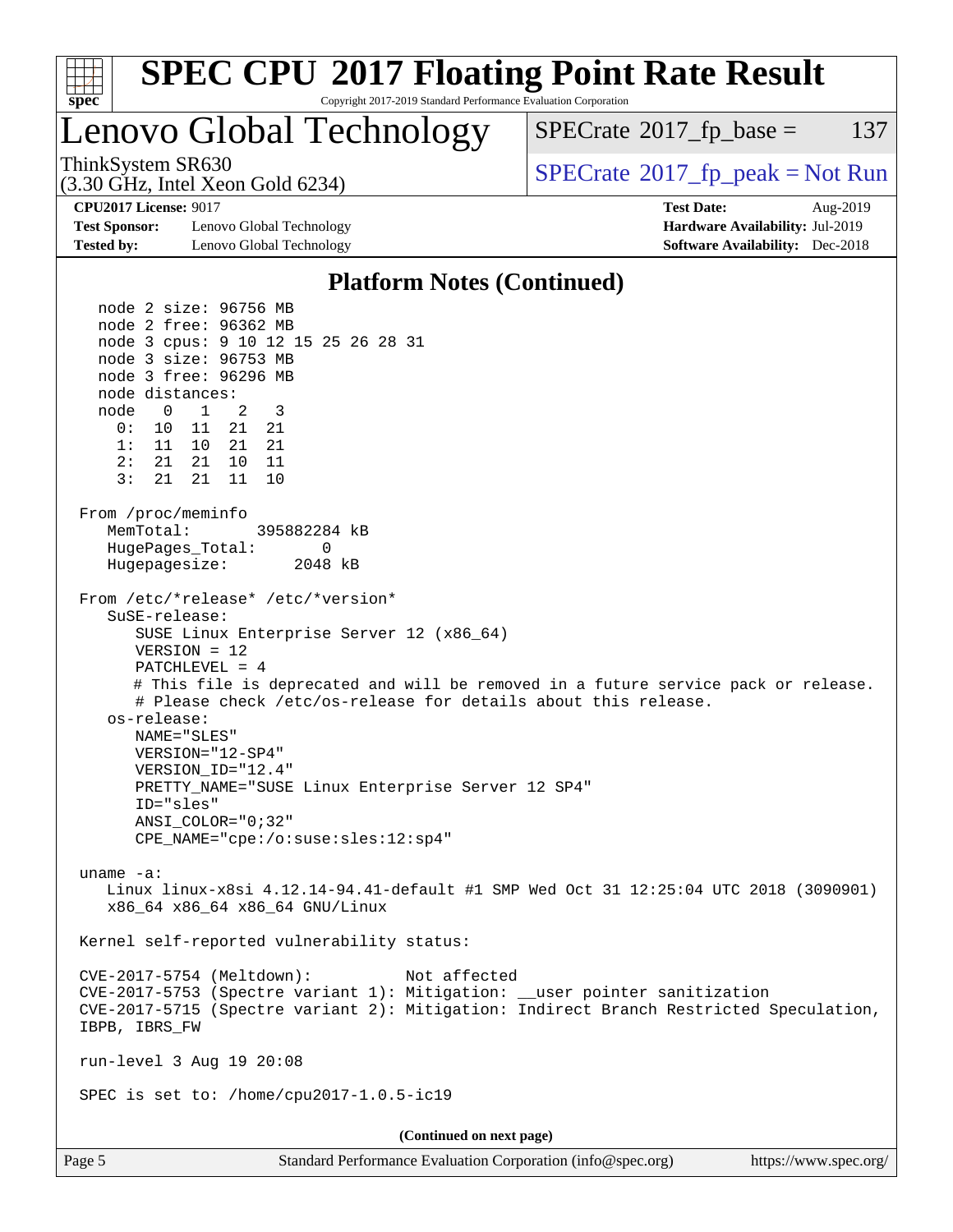## Platform Notes (Continued)

```
   node 2 size: 96756 MB
   node 2 free: 96362 MB
   node 3 cpus: 9 10 12 15 25 26 28 31
   node 3 size: 96753 MB
   node 3 free: 96296 MB
   node distances:
   node   0   1   2   3
     0:  10  11  21  21
     1:  11  10  21  21
     2:  21  21  10  11
     3:  21  21  11  10

 From /proc/meminfo
    MemTotal:       395882284 kB
    HugePages_Total:       0
    Hugepagesize:       2048 kB

 From /etc/*release* /etc/*version*
    SuSE-release:
       SUSE Linux Enterprise Server 12 (x86_64)
       VERSION = 12
       PATCHLEVEL = 4
       # This file is deprecated and will be removed in a future service pack or release.
       # Please check /etc/os-release for details about this release.
    os-release:
       NAME="SLES"
       VERSION="12-SP4"
       VERSION_ID="12.4"
       PRETTY_NAME="SUSE Linux Enterprise Server 12 SP4"
       ID="sles"
       ANSI_COLOR="0;32"
       CPE_NAME="cpe:/o:suse:sles:12:sp4"

 uname -a:
    Linux linux-x8si 4.12.14-94.41-default #1 SMP Wed Oct 31 12:25:04 UTC 2018 (3090901)
    x86_64 x86_64 x86_64 GNU/Linux

 Kernel self-reported vulnerability status:

 CVE-2017-5754 (Meltdown):          Not affected
 CVE-2017-5753 (Spectre variant 1): Mitigation: __user pointer sanitization
 CVE-2017-5715 (Spectre variant 2): Mitigation: Indirect Branch Restricted Speculation,
 IBPB, IBRS_FW

 run-level 3 Aug 19 20:08

 SPEC is set to: /home/cpu2017-1.0.5-ic19
```

**(Continued on next page)**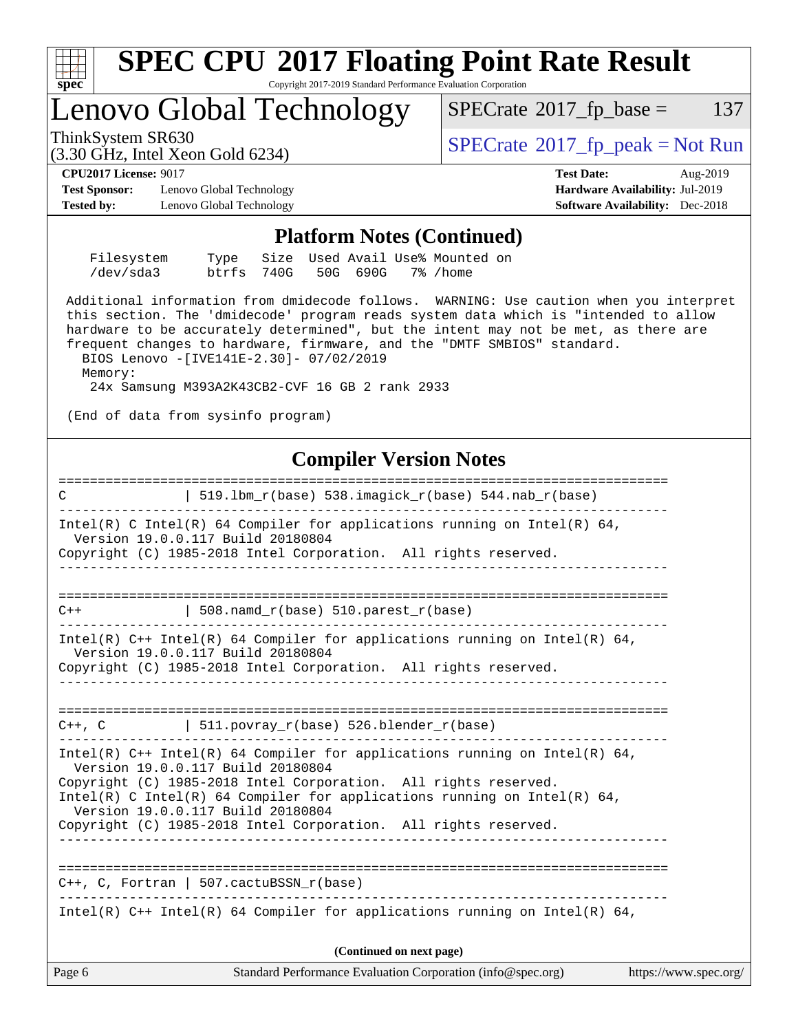# SPEC CPU 2017 Floating Point Rate Result

Copyright 2017-2019 Standard Performance Evaluation Corporation

## Lenovo Global Technology

ThinkSystem SR630
(3.30 GHz, Intel Xeon Gold 6234)

SPECrate 2017_fp_base = 137

SPECrate 2017_fp_peak = Not Run

**CPU2017 License:** 9017
**Test Sponsor:** Lenovo Global Technology
**Tested by:** Lenovo Global Technology

**Test Date:** Aug-2019
**Hardware Availability:** Jul-2019
**Software Availability:** Dec-2018

### Platform Notes (Continued)

```
    Filesystem     Type   Size  Used Avail Use% Mounted on
    /dev/sda3      btrfs  740G   50G  690G   7% /home

 Additional information from dmidecode follows.  WARNING: Use caution when you interpret
 this section. The 'dmidecode' program reads system data which is "intended to allow
 hardware to be accurately determined", but the intent may not be met, as there are
 frequent changes to hardware, firmware, and the "DMTF SMBIOS" standard.
   BIOS Lenovo -[IVE141E-2.30]- 07/02/2019
   Memory:
    24x Samsung M393A2K43CB2-CVF 16 GB 2 rank 2933

 (End of data from sysinfo program)
```

### Compiler Version Notes

```
==============================================================================
C               | 519.lbm_r(base) 538.imagick_r(base) 544.nab_r(base)
------------------------------------------------------------------------------
Intel(R) C Intel(R) 64 Compiler for applications running on Intel(R) 64,
  Version 19.0.0.117 Build 20180804
Copyright (C) 1985-2018 Intel Corporation.  All rights reserved.
------------------------------------------------------------------------------

==============================================================================
C++             | 508.namd_r(base) 510.parest_r(base)
------------------------------------------------------------------------------
Intel(R) C++ Intel(R) 64 Compiler for applications running on Intel(R) 64,
  Version 19.0.0.117 Build 20180804
Copyright (C) 1985-2018 Intel Corporation.  All rights reserved.
------------------------------------------------------------------------------

==============================================================================
C++, C          | 511.povray_r(base) 526.blender_r(base)
------------------------------------------------------------------------------
Intel(R) C++ Intel(R) 64 Compiler for applications running on Intel(R) 64,
  Version 19.0.0.117 Build 20180804
Copyright (C) 1985-2018 Intel Corporation.  All rights reserved.
Intel(R) C Intel(R) 64 Compiler for applications running on Intel(R) 64,
  Version 19.0.0.117 Build 20180804
Copyright (C) 1985-2018 Intel Corporation.  All rights reserved.
------------------------------------------------------------------------------

==============================================================================
C++, C, Fortran | 507.cactuBSSN_r(base)
------------------------------------------------------------------------------
Intel(R) C++ Intel(R) 64 Compiler for applications running on Intel(R) 64,
```

**(Continued on next page)**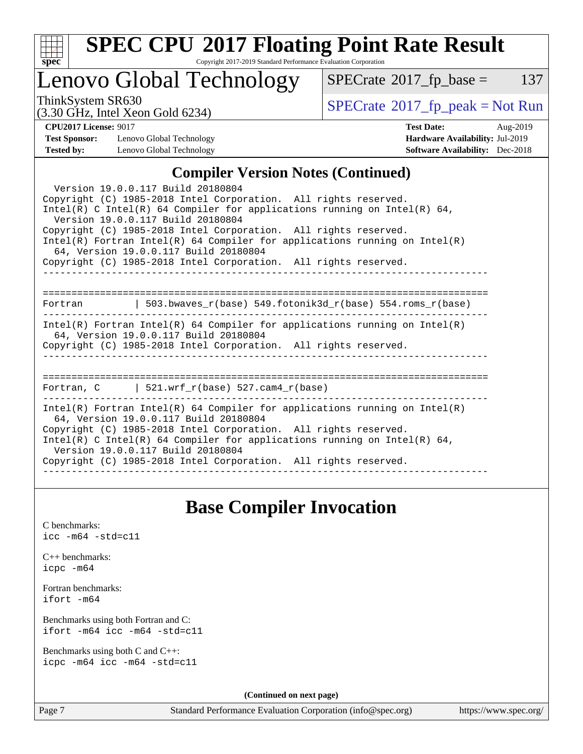## Compiler Version Notes (Continued)

```
  Version 19.0.0.117 Build 20180804
Copyright (C) 1985-2018 Intel Corporation.  All rights reserved.
Intel(R) C Intel(R) 64 Compiler for applications running on Intel(R) 64,
  Version 19.0.0.117 Build 20180804
Copyright (C) 1985-2018 Intel Corporation.  All rights reserved.
Intel(R) Fortran Intel(R) 64 Compiler for applications running on Intel(R)
  64, Version 19.0.0.117 Build 20180804
Copyright (C) 1985-2018 Intel Corporation.  All rights reserved.
------------------------------------------------------------------------------

==============================================================================
Fortran         | 503.bwaves_r(base) 549.fotonik3d_r(base) 554.roms_r(base)
------------------------------------------------------------------------------
Intel(R) Fortran Intel(R) 64 Compiler for applications running on Intel(R)
  64, Version 19.0.0.117 Build 20180804
Copyright (C) 1985-2018 Intel Corporation.  All rights reserved.
------------------------------------------------------------------------------

==============================================================================
Fortran, C      | 521.wrf_r(base) 527.cam4_r(base)
------------------------------------------------------------------------------
Intel(R) Fortran Intel(R) 64 Compiler for applications running on Intel(R)
  64, Version 19.0.0.117 Build 20180804
Copyright (C) 1985-2018 Intel Corporation.  All rights reserved.
Intel(R) C Intel(R) 64 Compiler for applications running on Intel(R) 64,
  Version 19.0.0.117 Build 20180804
Copyright (C) 1985-2018 Intel Corporation.  All rights reserved.
------------------------------------------------------------------------------
```

## Base Compiler Invocation

C benchmarks:
icc -m64 -std=c11

C++ benchmarks:
icpc -m64

Fortran benchmarks:
ifort -m64

Benchmarks using both Fortran and C:
ifort -m64 icc -m64 -std=c11

Benchmarks using both C and C++:
icpc -m64 icc -m64 -std=c11

**(Continued on next page)**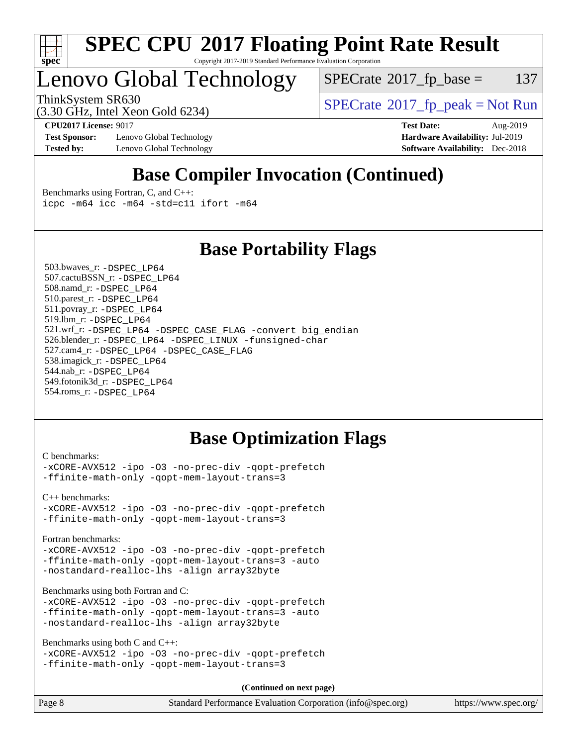## Base Compiler Invocation (Continued)

Benchmarks using Fortran, C, and C++:
```
icpc -m64 icc -m64 -std=c11 ifort -m64
```

## Base Portability Flags

503.bwaves_r: -DSPEC_LP64
507.cactuBSSN_r: -DSPEC_LP64
508.namd_r: -DSPEC_LP64
510.parest_r: -DSPEC_LP64
511.povray_r: -DSPEC_LP64
519.lbm_r: -DSPEC_LP64
521.wrf_r: -DSPEC_LP64 -DSPEC_CASE_FLAG -convert big_endian
526.blender_r: -DSPEC_LP64 -DSPEC_LINUX -funsigned-char
527.cam4_r: -DSPEC_LP64 -DSPEC_CASE_FLAG
538.imagick_r: -DSPEC_LP64
544.nab_r: -DSPEC_LP64
549.fotonik3d_r: -DSPEC_LP64
554.roms_r: -DSPEC_LP64

## Base Optimization Flags

C benchmarks:
```
-xCORE-AVX512 -ipo -O3 -no-prec-div -qopt-prefetch
-ffinite-math-only -qopt-mem-layout-trans=3
```

C++ benchmarks:
```
-xCORE-AVX512 -ipo -O3 -no-prec-div -qopt-prefetch
-ffinite-math-only -qopt-mem-layout-trans=3
```

Fortran benchmarks:
```
-xCORE-AVX512 -ipo -O3 -no-prec-div -qopt-prefetch
-ffinite-math-only -qopt-mem-layout-trans=3 -auto
-nostandard-realloc-lhs -align array32byte
```

Benchmarks using both Fortran and C:
```
-xCORE-AVX512 -ipo -O3 -no-prec-div -qopt-prefetch
-ffinite-math-only -qopt-mem-layout-trans=3 -auto
-nostandard-realloc-lhs -align array32byte
```

Benchmarks using both C and C++:
```
-xCORE-AVX512 -ipo -O3 -no-prec-div -qopt-prefetch
-ffinite-math-only -qopt-mem-layout-trans=3
```

**(Continued on next page)**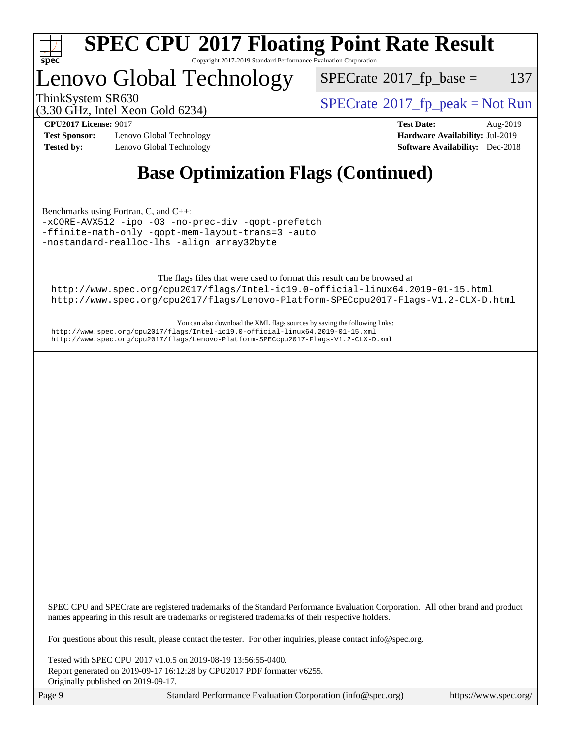## Base Optimization Flags (Continued)

Benchmarks using Fortran, C, and C++:

```
-xCORE-AVX512 -ipo -O3 -no-prec-div -qopt-prefetch
-ffinite-math-only -qopt-mem-layout-trans=3 -auto
-nostandard-realloc-lhs -align array32byte
```

The flags files that were used to format this result can be browsed at

http://www.spec.org/cpu2017/flags/Intel-ic19.0-official-linux64.2019-01-15.html
http://www.spec.org/cpu2017/flags/Lenovo-Platform-SPECcpu2017-Flags-V1.2-CLX-D.html

You can also download the XML flags sources by saving the following links:

http://www.spec.org/cpu2017/flags/Intel-ic19.0-official-linux64.2019-01-15.xml
http://www.spec.org/cpu2017/flags/Lenovo-Platform-SPECcpu2017-Flags-V1.2-CLX-D.xml

SPEC CPU and SPECrate are registered trademarks of the Standard Performance Evaluation Corporation. All other brand and product names appearing in this result are trademarks or registered trademarks of their respective holders.

For questions about this result, please contact the tester. For other inquiries, please contact info@spec.org.

Tested with SPEC CPU 2017 v1.0.5 on 2019-08-19 13:56:55-0400.
Report generated on 2019-09-17 16:12:28 by CPU2017 PDF formatter v6255.
Originally published on 2019-09-17.